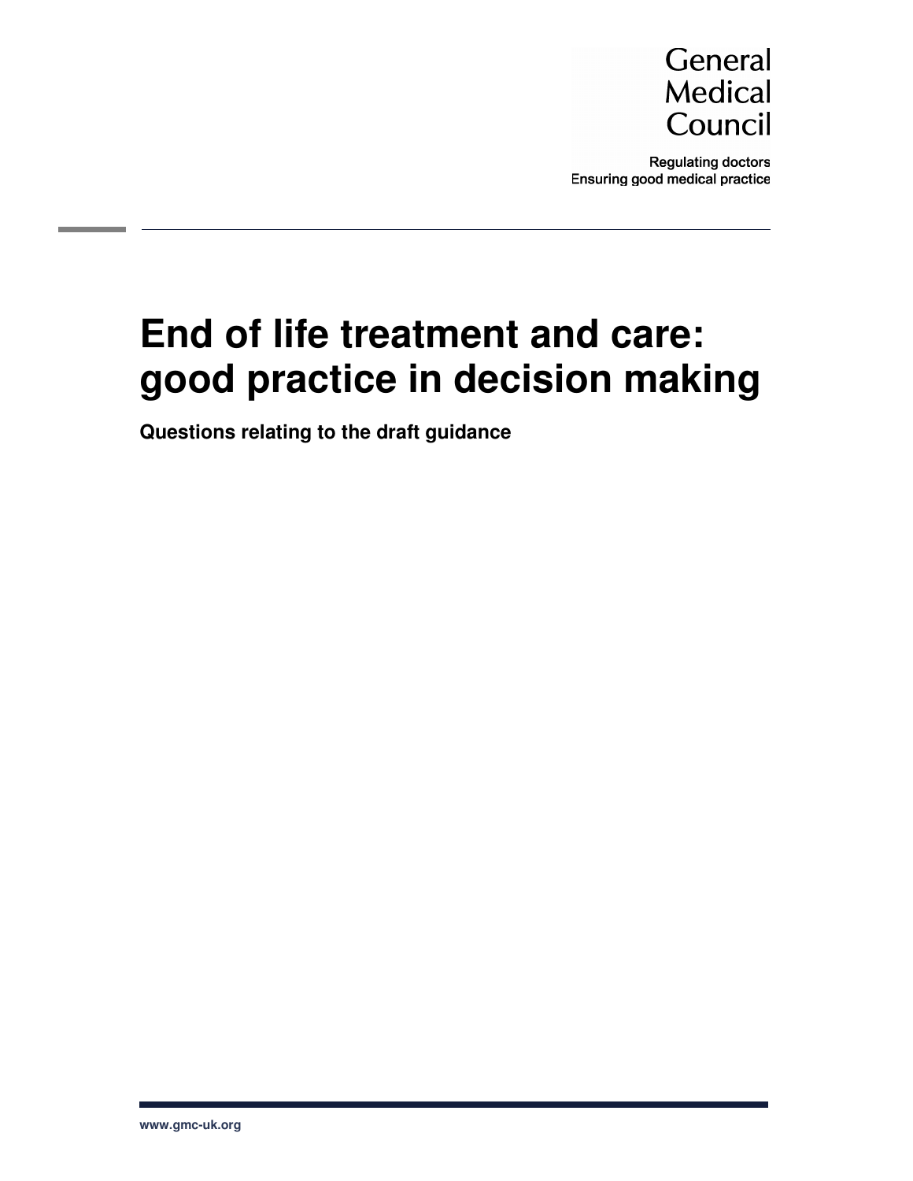General Medical Council

Regulating doctors
Ensuring good medical practice

# End of life treatment and care: good practice in decision making

**Questions relating to the draft guidance**

www.gmc-uk.org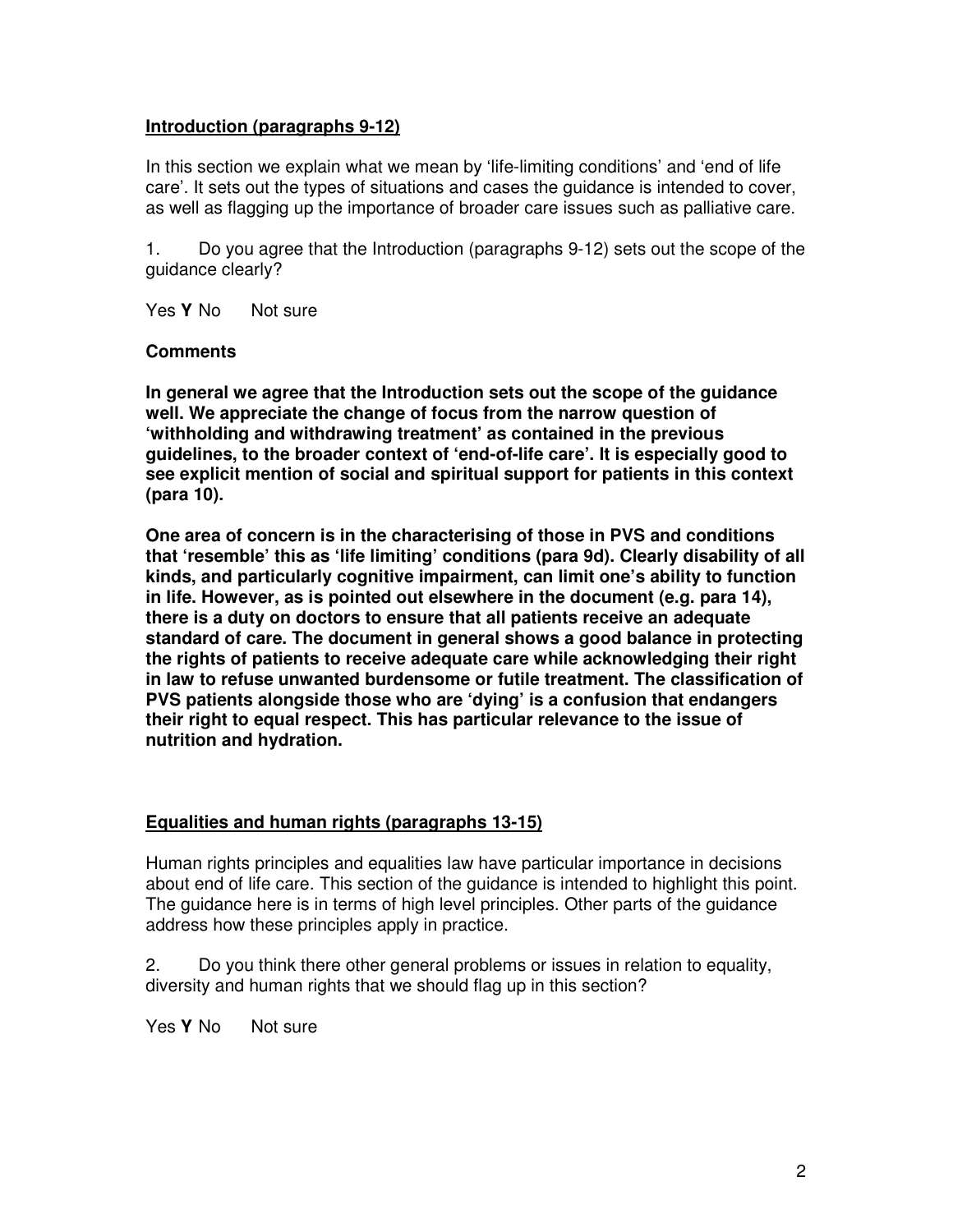**Introduction (paragraphs 9-12)**

In this section we explain what we mean by 'life-limiting conditions' and 'end of life care'. It sets out the types of situations and cases the guidance is intended to cover, as well as flagging up the importance of broader care issues such as palliative care.

1. Do you agree that the Introduction (paragraphs 9-12) sets out the scope of the guidance clearly?

Yes **Y** No Not sure

**Comments**

**In general we agree that the Introduction sets out the scope of the guidance well. We appreciate the change of focus from the narrow question of 'withholding and withdrawing treatment' as contained in the previous guidelines, to the broader context of 'end-of-life care'. It is especially good to see explicit mention of social and spiritual support for patients in this context (para 10).**

**One area of concern is in the characterising of those in PVS and conditions that 'resemble' this as 'life limiting' conditions (para 9d). Clearly disability of all kinds, and particularly cognitive impairment, can limit one's ability to function in life. However, as is pointed out elsewhere in the document (e.g. para 14), there is a duty on doctors to ensure that all patients receive an adequate standard of care. The document in general shows a good balance in protecting the rights of patients to receive adequate care while acknowledging their right in law to refuse unwanted burdensome or futile treatment. The classification of PVS patients alongside those who are 'dying' is a confusion that endangers their right to equal respect. This has particular relevance to the issue of nutrition and hydration.**

**Equalities and human rights (paragraphs 13-15)**

Human rights principles and equalities law have particular importance in decisions about end of life care. This section of the guidance is intended to highlight this point. The guidance here is in terms of high level principles. Other parts of the guidance address how these principles apply in practice.

2. Do you think there other general problems or issues in relation to equality, diversity and human rights that we should flag up in this section?

Yes **Y** No Not sure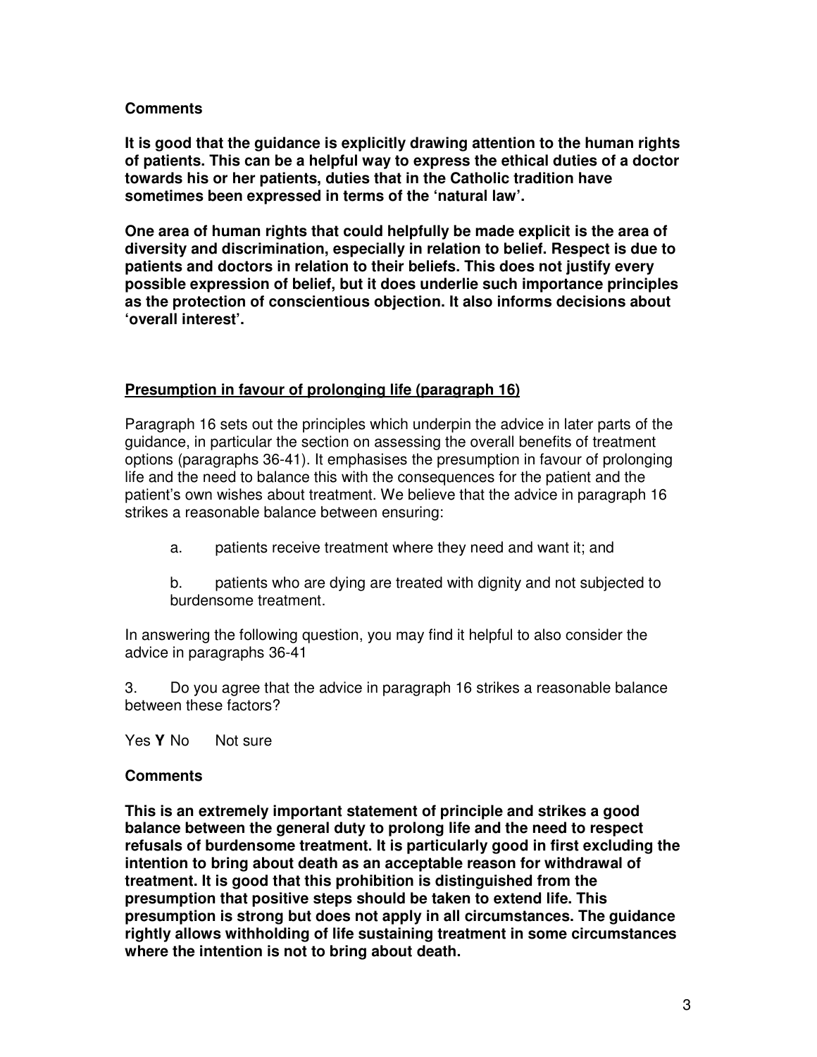**Comments**

**It is good that the guidance is explicitly drawing attention to the human rights of patients. This can be a helpful way to express the ethical duties of a doctor towards his or her patients, duties that in the Catholic tradition have sometimes been expressed in terms of the 'natural law'.**

**One area of human rights that could helpfully be made explicit is the area of diversity and discrimination, especially in relation to belief. Respect is due to patients and doctors in relation to their beliefs. This does not justify every possible expression of belief, but it does underlie such importance principles as the protection of conscientious objection. It also informs decisions about 'overall interest'.**

**<u>Presumption in favour of prolonging life (paragraph 16)</u>**

Paragraph 16 sets out the principles which underpin the advice in later parts of the guidance, in particular the section on assessing the overall benefits of treatment options (paragraphs 36-41). It emphasises the presumption in favour of prolonging life and the need to balance this with the consequences for the patient and the patient's own wishes about treatment. We believe that the advice in paragraph 16 strikes a reasonable balance between ensuring:

a. patients receive treatment where they need and want it; and

b. patients who are dying are treated with dignity and not subjected to burdensome treatment.

In answering the following question, you may find it helpful to also consider the advice in paragraphs 36-41

3. Do you agree that the advice in paragraph 16 strikes a reasonable balance between these factors?

Yes **Y** No Not sure

**Comments**

**This is an extremely important statement of principle and strikes a good balance between the general duty to prolong life and the need to respect refusals of burdensome treatment. It is particularly good in first excluding the intention to bring about death as an acceptable reason for withdrawal of treatment. It is good that this prohibition is distinguished from the presumption that positive steps should be taken to extend life. This presumption is strong but does not apply in all circumstances. The guidance rightly allows withholding of life sustaining treatment in some circumstances where the intention is not to bring about death.**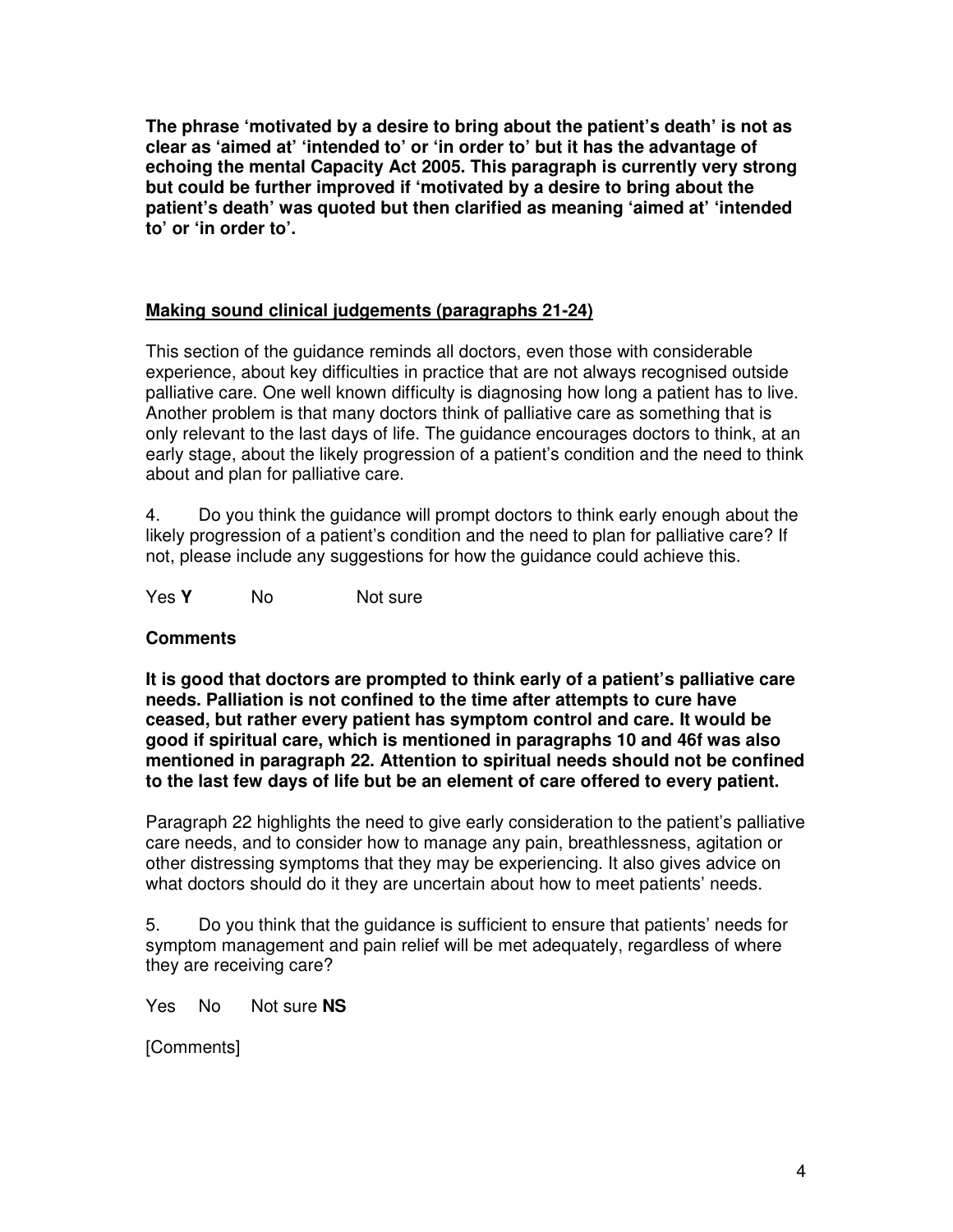**The phrase 'motivated by a desire to bring about the patient's death' is not as clear as 'aimed at' 'intended to' or 'in order to' but it has the advantage of echoing the mental Capacity Act 2005. This paragraph is currently very strong but could be further improved if 'motivated by a desire to bring about the patient's death' was quoted but then clarified as meaning 'aimed at' 'intended to' or 'in order to'.**

**<u>Making sound clinical judgements (paragraphs 21-24)</u>**

This section of the guidance reminds all doctors, even those with considerable experience, about key difficulties in practice that are not always recognised outside palliative care. One well known difficulty is diagnosing how long a patient has to live. Another problem is that many doctors think of palliative care as something that is only relevant to the last days of life. The guidance encourages doctors to think, at an early stage, about the likely progression of a patient's condition and the need to think about and plan for palliative care.

4. Do you think the guidance will prompt doctors to think early enough about the likely progression of a patient's condition and the need to plan for palliative care? If not, please include any suggestions for how the guidance could achieve this.

Yes **Y** No Not sure

**Comments**

**It is good that doctors are prompted to think early of a patient's palliative care needs. Palliation is not confined to the time after attempts to cure have ceased, but rather every patient has symptom control and care. It would be good if spiritual care, which is mentioned in paragraphs 10 and 46f was also mentioned in paragraph 22. Attention to spiritual needs should not be confined to the last few days of life but be an element of care offered to every patient.**

Paragraph 22 highlights the need to give early consideration to the patient's palliative care needs, and to consider how to manage any pain, breathlessness, agitation or other distressing symptoms that they may be experiencing. It also gives advice on what doctors should do it they are uncertain about how to meet patients' needs.

5. Do you think that the guidance is sufficient to ensure that patients' needs for symptom management and pain relief will be met adequately, regardless of where they are receiving care?

Yes No Not sure **NS**

[Comments]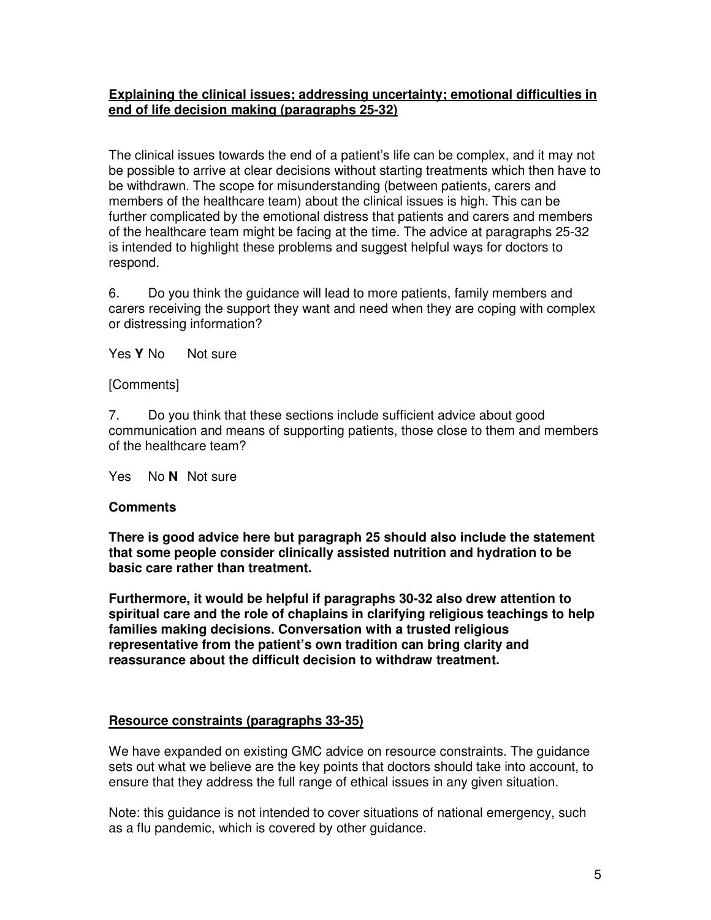**Explaining the clinical issues; addressing uncertainty; emotional difficulties in end of life decision making (paragraphs 25-32)**

The clinical issues towards the end of a patient's life can be complex, and it may not be possible to arrive at clear decisions without starting treatments which then have to be withdrawn. The scope for misunderstanding (between patients, carers and members of the healthcare team) about the clinical issues is high. This can be further complicated by the emotional distress that patients and carers and members of the healthcare team might be facing at the time. The advice at paragraphs 25-32 is intended to highlight these problems and suggest helpful ways for doctors to respond.

6. Do you think the guidance will lead to more patients, family members and carers receiving the support they want and need when they are coping with complex or distressing information?

Yes **Y** No Not sure

[Comments]

7. Do you think that these sections include sufficient advice about good communication and means of supporting patients, those close to them and members of the healthcare team?

Yes No **N** Not sure

**Comments**

**There is good advice here but paragraph 25 should also include the statement that some people consider clinically assisted nutrition and hydration to be basic care rather than treatment.**

**Furthermore, it would be helpful if paragraphs 30-32 also drew attention to spiritual care and the role of chaplains in clarifying religious teachings to help families making decisions. Conversation with a trusted religious representative from the patient's own tradition can bring clarity and reassurance about the difficult decision to withdraw treatment.**

**Resource constraints (paragraphs 33-35)**

We have expanded on existing GMC advice on resource constraints. The guidance sets out what we believe are the key points that doctors should take into account, to ensure that they address the full range of ethical issues in any given situation.

Note: this guidance is not intended to cover situations of national emergency, such as a flu pandemic, which is covered by other guidance.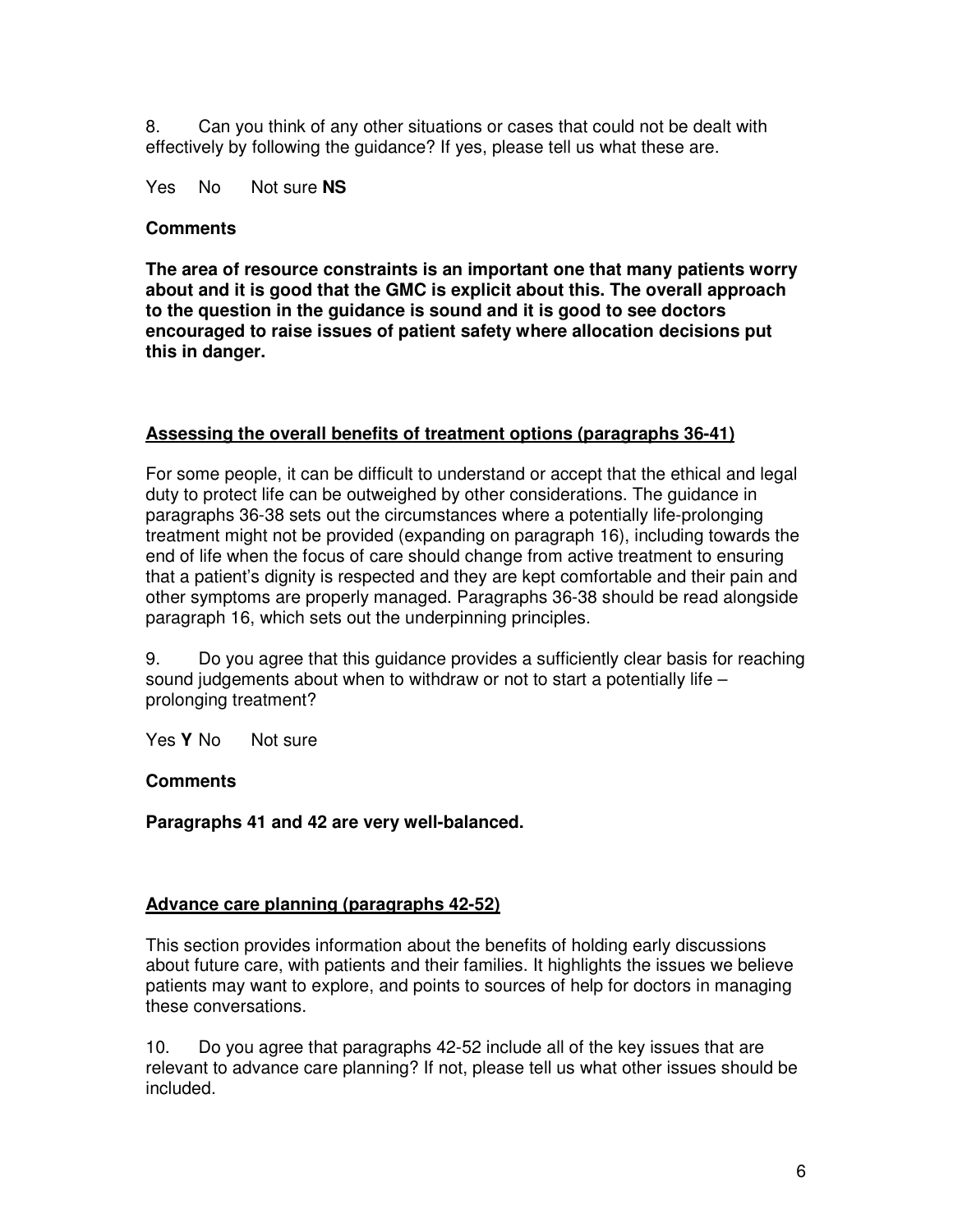8. Can you think of any other situations or cases that could not be dealt with effectively by following the guidance? If yes, please tell us what these are.

Yes No Not sure **NS**

**Comments**

**The area of resource constraints is an important one that many patients worry about and it is good that the GMC is explicit about this. The overall approach to the question in the guidance is sound and it is good to see doctors encouraged to raise issues of patient safety where allocation decisions put this in danger.**

**<u>Assessing the overall benefits of treatment options (paragraphs 36-41)</u>**

For some people, it can be difficult to understand or accept that the ethical and legal duty to protect life can be outweighed by other considerations. The guidance in paragraphs 36-38 sets out the circumstances where a potentially life-prolonging treatment might not be provided (expanding on paragraph 16), including towards the end of life when the focus of care should change from active treatment to ensuring that a patient's dignity is respected and they are kept comfortable and their pain and other symptoms are properly managed. Paragraphs 36-38 should be read alongside paragraph 16, which sets out the underpinning principles.

9. Do you agree that this guidance provides a sufficiently clear basis for reaching sound judgements about when to withdraw or not to start a potentially life – prolonging treatment?

Yes **Y** No Not sure

**Comments**

**Paragraphs 41 and 42 are very well-balanced.**

**<u>Advance care planning (paragraphs 42-52)</u>**

This section provides information about the benefits of holding early discussions about future care, with patients and their families. It highlights the issues we believe patients may want to explore, and points to sources of help for doctors in managing these conversations.

10. Do you agree that paragraphs 42-52 include all of the key issues that are relevant to advance care planning? If not, please tell us what other issues should be included.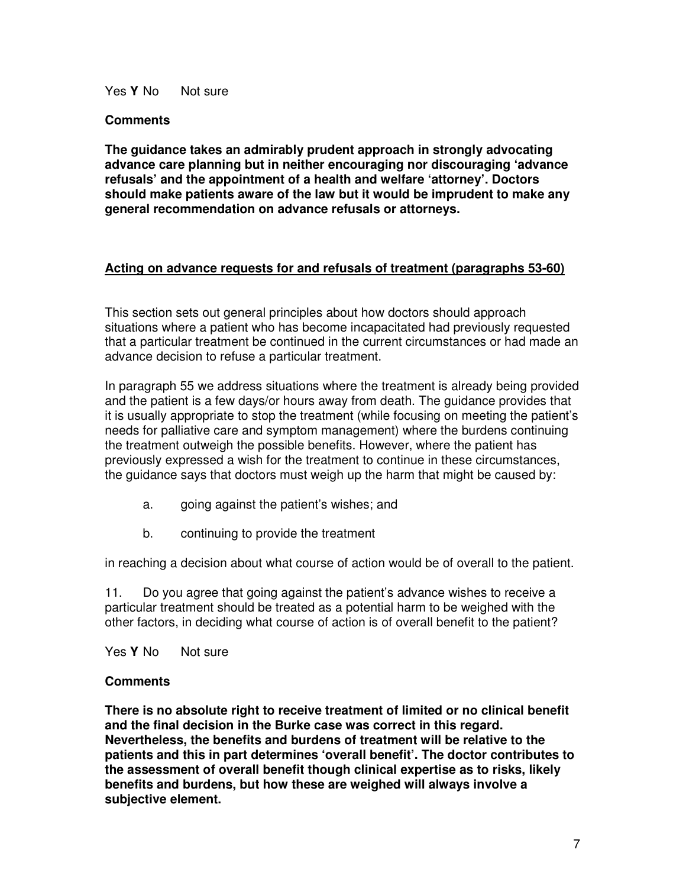Yes **Y** No  Not sure

**Comments**

**The guidance takes an admirably prudent approach in strongly advocating advance care planning but in neither encouraging nor discouraging 'advance refusals' and the appointment of a health and welfare 'attorney'. Doctors should make patients aware of the law but it would be imprudent to make any general recommendation on advance refusals or attorneys.**

**<u>Acting on advance requests for and refusals of treatment (paragraphs 53-60)</u>**

This section sets out general principles about how doctors should approach situations where a patient who has become incapacitated had previously requested that a particular treatment be continued in the current circumstances or had made an advance decision to refuse a particular treatment.

In paragraph 55 we address situations where the treatment is already being provided and the patient is a few days/or hours away from death. The guidance provides that it is usually appropriate to stop the treatment (while focusing on meeting the patient's needs for palliative care and symptom management) where the burdens continuing the treatment outweigh the possible benefits. However, where the patient has previously expressed a wish for the treatment to continue in these circumstances, the guidance says that doctors must weigh up the harm that might be caused by:

a. going against the patient's wishes; and

b. continuing to provide the treatment

in reaching a decision about what course of action would be of overall to the patient.

11. Do you agree that going against the patient's advance wishes to receive a particular treatment should be treated as a potential harm to be weighed with the other factors, in deciding what course of action is of overall benefit to the patient?

Yes **Y** No  Not sure

**Comments**

**There is no absolute right to receive treatment of limited or no clinical benefit and the final decision in the Burke case was correct in this regard. Nevertheless, the benefits and burdens of treatment will be relative to the patients and this in part determines 'overall benefit'. The doctor contributes to the assessment of overall benefit though clinical expertise as to risks, likely benefits and burdens, but how these are weighed will always involve a subjective element.**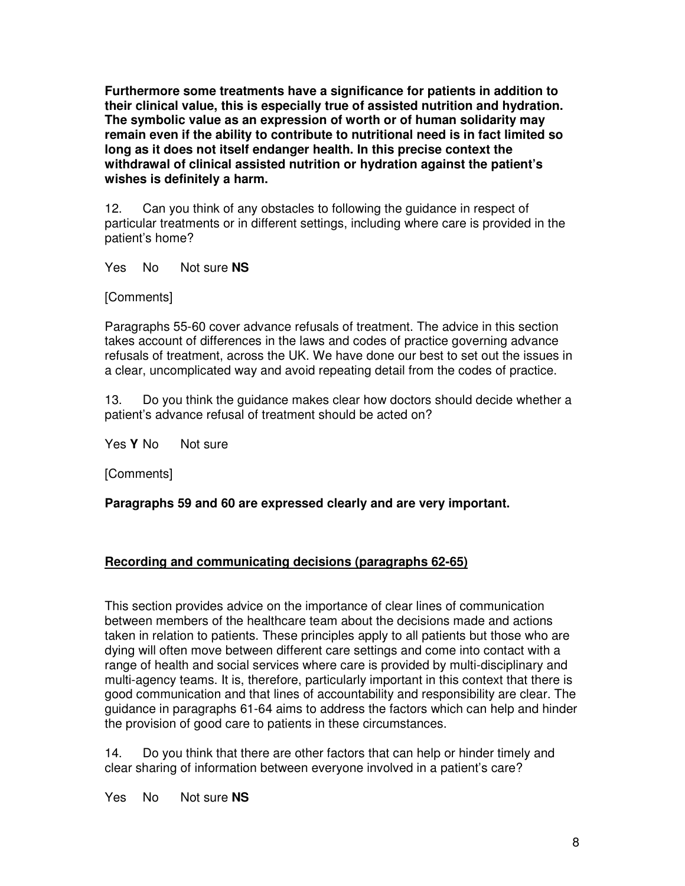**Furthermore some treatments have a significance for patients in addition to their clinical value, this is especially true of assisted nutrition and hydration. The symbolic value as an expression of worth or of human solidarity may remain even if the ability to contribute to nutritional need is in fact limited so long as it does not itself endanger health. In this precise context the withdrawal of clinical assisted nutrition or hydration against the patient's wishes is definitely a harm.**

12. Can you think of any obstacles to following the guidance in respect of particular treatments or in different settings, including where care is provided in the patient's home?

Yes No Not sure **NS**

[Comments]

Paragraphs 55-60 cover advance refusals of treatment. The advice in this section takes account of differences in the laws and codes of practice governing advance refusals of treatment, across the UK. We have done our best to set out the issues in a clear, uncomplicated way and avoid repeating detail from the codes of practice.

13. Do you think the guidance makes clear how doctors should decide whether a patient's advance refusal of treatment should be acted on?

Yes **Y** No Not sure

[Comments]

**Paragraphs 59 and 60 are expressed clearly and are very important.**

## Recording and communicating decisions (paragraphs 62-65)

This section provides advice on the importance of clear lines of communication between members of the healthcare team about the decisions made and actions taken in relation to patients. These principles apply to all patients but those who are dying will often move between different care settings and come into contact with a range of health and social services where care is provided by multi-disciplinary and multi-agency teams. It is, therefore, particularly important in this context that there is good communication and that lines of accountability and responsibility are clear. The guidance in paragraphs 61-64 aims to address the factors which can help and hinder the provision of good care to patients in these circumstances.

14. Do you think that there are other factors that can help or hinder timely and clear sharing of information between everyone involved in a patient's care?

Yes No Not sure **NS**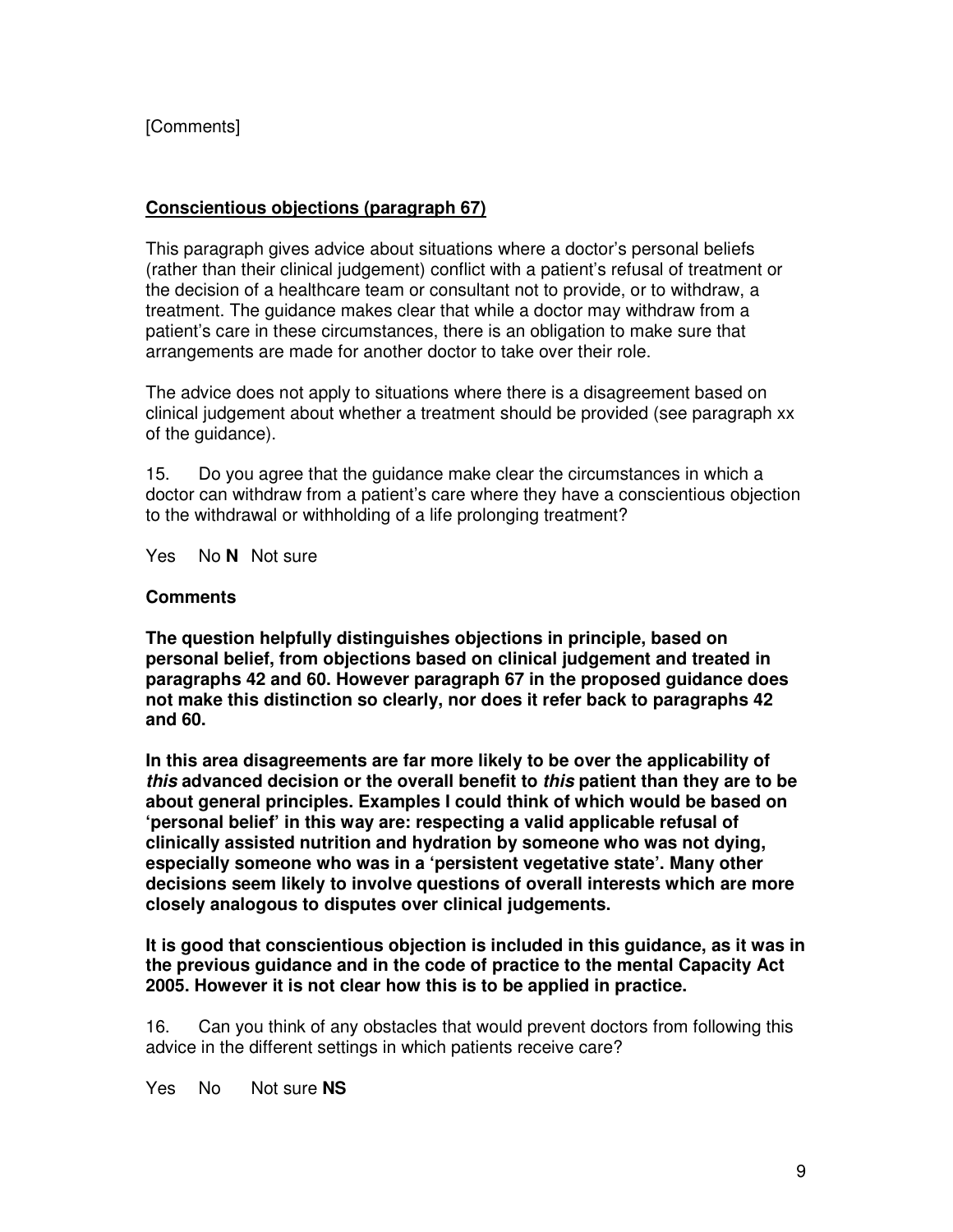[Comments]

**Conscientious objections (paragraph 67)**

This paragraph gives advice about situations where a doctor's personal beliefs (rather than their clinical judgement) conflict with a patient's refusal of treatment or the decision of a healthcare team or consultant not to provide, or to withdraw, a treatment. The guidance makes clear that while a doctor may withdraw from a patient's care in these circumstances, there is an obligation to make sure that arrangements are made for another doctor to take over their role.

The advice does not apply to situations where there is a disagreement based on clinical judgement about whether a treatment should be provided (see paragraph xx of the guidance).

15. Do you agree that the guidance make clear the circumstances in which a doctor can withdraw from a patient's care where they have a conscientious objection to the withdrawal or withholding of a life prolonging treatment?

Yes No **N** Not sure

**Comments**

**The question helpfully distinguishes objections in principle, based on personal belief, from objections based on clinical judgement and treated in paragraphs 42 and 60. However paragraph 67 in the proposed guidance does not make this distinction so clearly, nor does it refer back to paragraphs 42 and 60.**

**In this area disagreements are far more likely to be over the applicability of *this* advanced decision or the overall benefit to *this* patient than they are to be about general principles. Examples I could think of which would be based on 'personal belief' in this way are: respecting a valid applicable refusal of clinically assisted nutrition and hydration by someone who was not dying, especially someone who was in a 'persistent vegetative state'. Many other decisions seem likely to involve questions of overall interests which are more closely analogous to disputes over clinical judgements.**

**It is good that conscientious objection is included in this guidance, as it was in the previous guidance and in the code of practice to the mental Capacity Act 2005. However it is not clear how this is to be applied in practice.**

16. Can you think of any obstacles that would prevent doctors from following this advice in the different settings in which patients receive care?

Yes No Not sure **NS**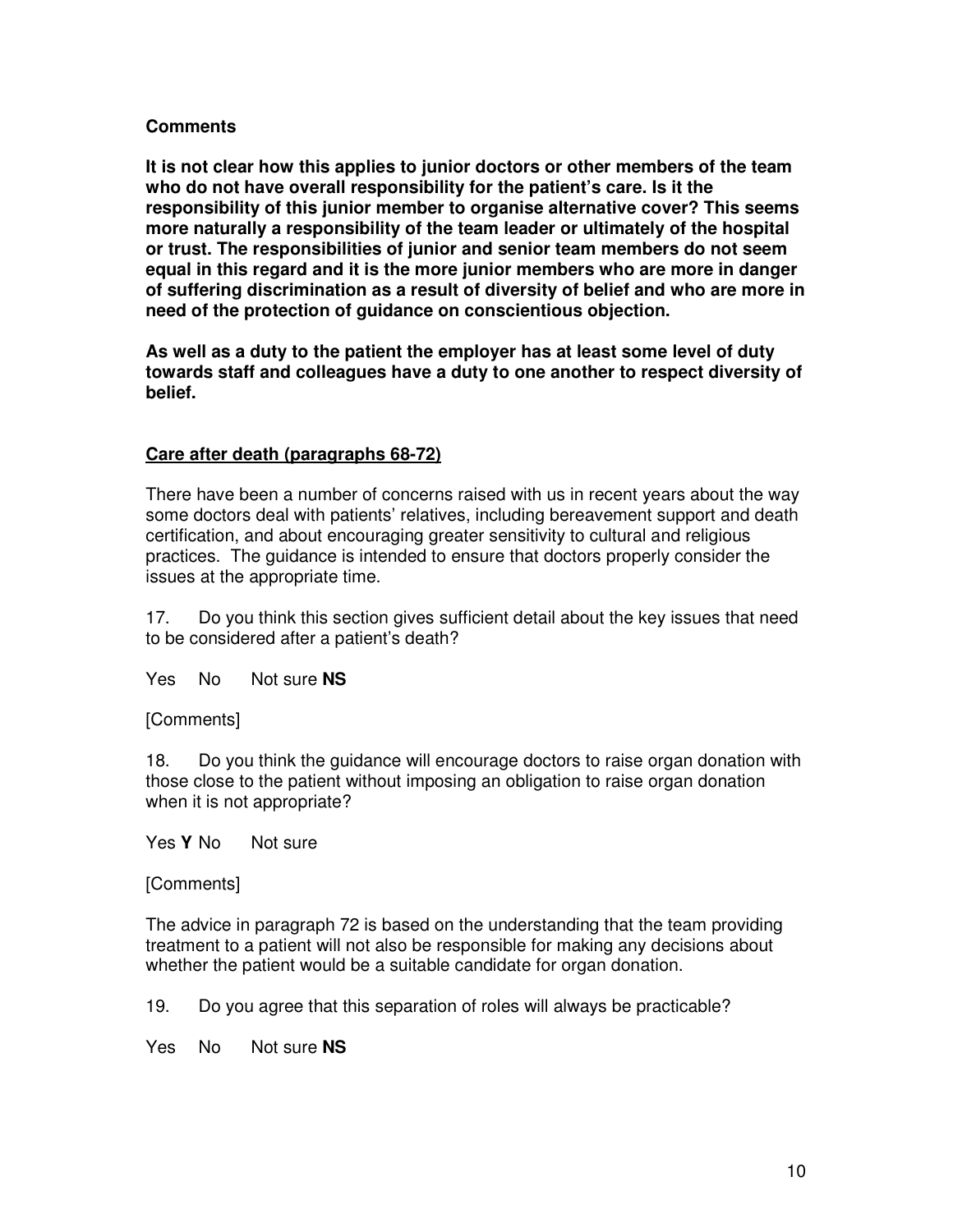**Comments**

**It is not clear how this applies to junior doctors or other members of the team who do not have overall responsibility for the patient's care. Is it the responsibility of this junior member to organise alternative cover? This seems more naturally a responsibility of the team leader or ultimately of the hospital or trust. The responsibilities of junior and senior team members do not seem equal in this regard and it is the more junior members who are more in danger of suffering discrimination as a result of diversity of belief and who are more in need of the protection of guidance on conscientious objection.**

**As well as a duty to the patient the employer has at least some level of duty towards staff and colleagues have a duty to one another to respect diversity of belief.**

## Care after death (paragraphs 68-72)

There have been a number of concerns raised with us in recent years about the way some doctors deal with patients' relatives, including bereavement support and death certification, and about encouraging greater sensitivity to cultural and religious practices. The guidance is intended to ensure that doctors properly consider the issues at the appropriate time.

17. Do you think this section gives sufficient detail about the key issues that need to be considered after a patient's death?

Yes No Not sure **NS**

[Comments]

18. Do you think the guidance will encourage doctors to raise organ donation with those close to the patient without imposing an obligation to raise organ donation when it is not appropriate?

Yes **Y** No Not sure

[Comments]

The advice in paragraph 72 is based on the understanding that the team providing treatment to a patient will not also be responsible for making any decisions about whether the patient would be a suitable candidate for organ donation.

19. Do you agree that this separation of roles will always be practicable?

Yes No Not sure **NS**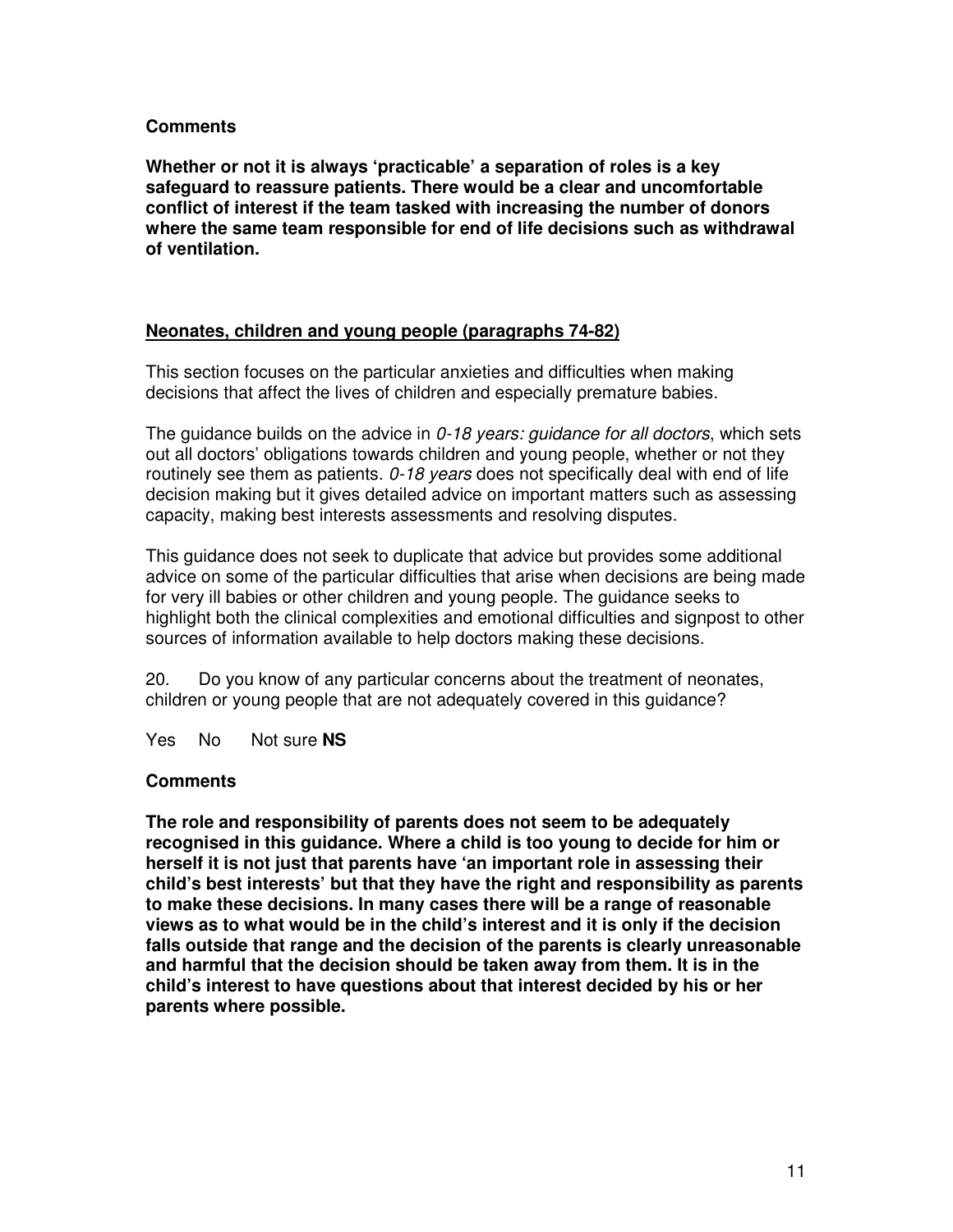**Comments**

**Whether or not it is always 'practicable' a separation of roles is a key safeguard to reassure patients. There would be a clear and uncomfortable conflict of interest if the team tasked with increasing the number of donors where the same team responsible for end of life decisions such as withdrawal of ventilation.**

**Neonates, children and young people (paragraphs 74-82)**

This section focuses on the particular anxieties and difficulties when making decisions that affect the lives of children and especially premature babies.

The guidance builds on the advice in *0-18 years: guidance for all doctors*, which sets out all doctors' obligations towards children and young people, whether or not they routinely see them as patients. *0-18 years* does not specifically deal with end of life decision making but it gives detailed advice on important matters such as assessing capacity, making best interests assessments and resolving disputes.

This guidance does not seek to duplicate that advice but provides some additional advice on some of the particular difficulties that arise when decisions are being made for very ill babies or other children and young people. The guidance seeks to highlight both the clinical complexities and emotional difficulties and signpost to other sources of information available to help doctors making these decisions.

20. Do you know of any particular concerns about the treatment of neonates, children or young people that are not adequately covered in this guidance?

Yes No Not sure **NS**

**Comments**

**The role and responsibility of parents does not seem to be adequately recognised in this guidance. Where a child is too young to decide for him or herself it is not just that parents have 'an important role in assessing their child's best interests' but that they have the right and responsibility as parents to make these decisions. In many cases there will be a range of reasonable views as to what would be in the child's interest and it is only if the decision falls outside that range and the decision of the parents is clearly unreasonable and harmful that the decision should be taken away from them. It is in the child's interest to have questions about that interest decided by his or her parents where possible.**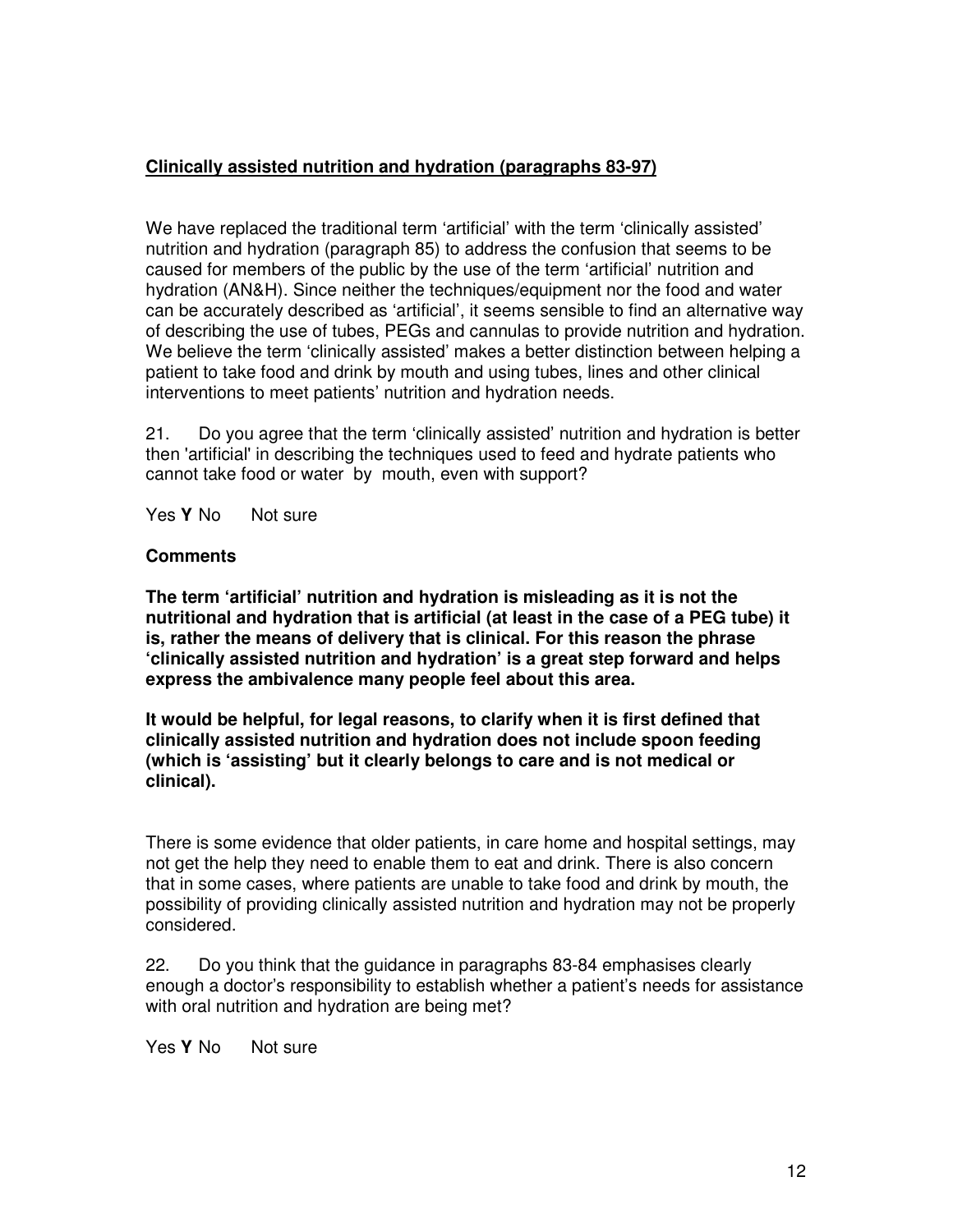**Clinically assisted nutrition and hydration (paragraphs 83-97)**

We have replaced the traditional term 'artificial' with the term 'clinically assisted' nutrition and hydration (paragraph 85) to address the confusion that seems to be caused for members of the public by the use of the term 'artificial' nutrition and hydration (AN&H). Since neither the techniques/equipment nor the food and water can be accurately described as 'artificial', it seems sensible to find an alternative way of describing the use of tubes, PEGs and cannulas to provide nutrition and hydration. We believe the term 'clinically assisted' makes a better distinction between helping a patient to take food and drink by mouth and using tubes, lines and other clinical interventions to meet patients' nutrition and hydration needs.

21. Do you agree that the term 'clinically assisted' nutrition and hydration is better then 'artificial' in describing the techniques used to feed and hydrate patients who cannot take food or water by mouth, even with support?

Yes **Y** No Not sure

**Comments**

**The term 'artificial' nutrition and hydration is misleading as it is not the nutritional and hydration that is artificial (at least in the case of a PEG tube) it is, rather the means of delivery that is clinical. For this reason the phrase 'clinically assisted nutrition and hydration' is a great step forward and helps express the ambivalence many people feel about this area.**

**It would be helpful, for legal reasons, to clarify when it is first defined that clinically assisted nutrition and hydration does not include spoon feeding (which is 'assisting' but it clearly belongs to care and is not medical or clinical).**

There is some evidence that older patients, in care home and hospital settings, may not get the help they need to enable them to eat and drink. There is also concern that in some cases, where patients are unable to take food and drink by mouth, the possibility of providing clinically assisted nutrition and hydration may not be properly considered.

22. Do you think that the guidance in paragraphs 83-84 emphasises clearly enough a doctor's responsibility to establish whether a patient's needs for assistance with oral nutrition and hydration are being met?

Yes **Y** No Not sure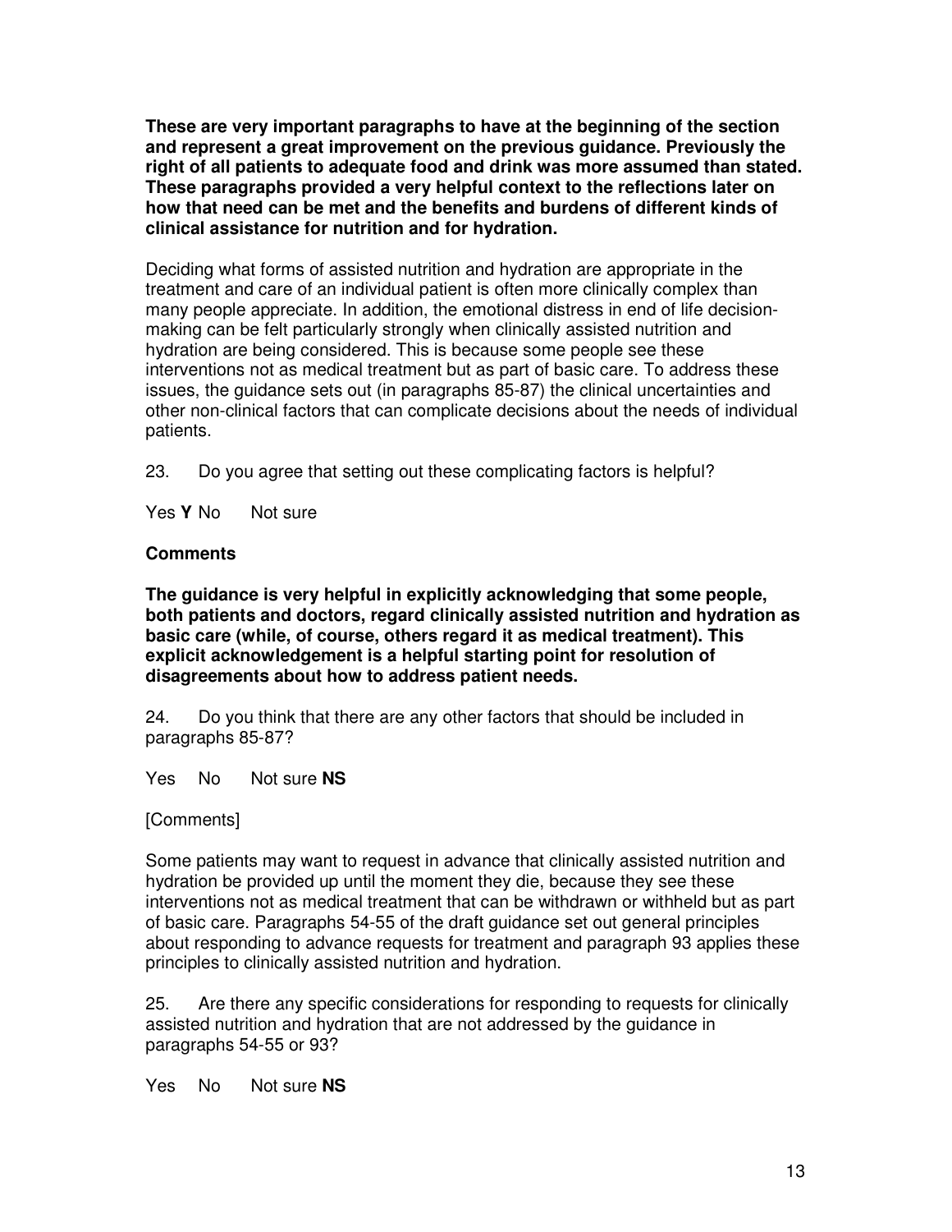**These are very important paragraphs to have at the beginning of the section and represent a great improvement on the previous guidance. Previously the right of all patients to adequate food and drink was more assumed than stated. These paragraphs provided a very helpful context to the reflections later on how that need can be met and the benefits and burdens of different kinds of clinical assistance for nutrition and for hydration.**

Deciding what forms of assisted nutrition and hydration are appropriate in the treatment and care of an individual patient is often more clinically complex than many people appreciate. In addition, the emotional distress in end of life decision-making can be felt particularly strongly when clinically assisted nutrition and hydration are being considered. This is because some people see these interventions not as medical treatment but as part of basic care. To address these issues, the guidance sets out (in paragraphs 85-87) the clinical uncertainties and other non-clinical factors that can complicate decisions about the needs of individual patients.

23. Do you agree that setting out these complicating factors is helpful?

Yes **Y** No Not sure

**Comments**

**The guidance is very helpful in explicitly acknowledging that some people, both patients and doctors, regard clinically assisted nutrition and hydration as basic care (while, of course, others regard it as medical treatment). This explicit acknowledgement is a helpful starting point for resolution of disagreements about how to address patient needs.**

24. Do you think that there are any other factors that should be included in paragraphs 85-87?

Yes No Not sure **NS**

[Comments]

Some patients may want to request in advance that clinically assisted nutrition and hydration be provided up until the moment they die, because they see these interventions not as medical treatment that can be withdrawn or withheld but as part of basic care. Paragraphs 54-55 of the draft guidance set out general principles about responding to advance requests for treatment and paragraph 93 applies these principles to clinically assisted nutrition and hydration.

25. Are there any specific considerations for responding to requests for clinically assisted nutrition and hydration that are not addressed by the guidance in paragraphs 54-55 or 93?

Yes No Not sure **NS**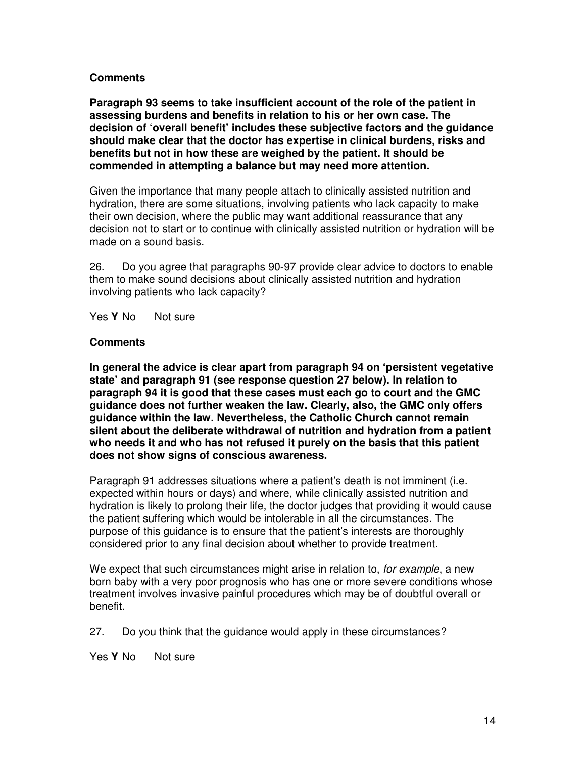**Comments**

**Paragraph 93 seems to take insufficient account of the role of the patient in assessing burdens and benefits in relation to his or her own case. The decision of 'overall benefit' includes these subjective factors and the guidance should make clear that the doctor has expertise in clinical burdens, risks and benefits but not in how these are weighed by the patient. It should be commended in attempting a balance but may need more attention.**

Given the importance that many people attach to clinically assisted nutrition and hydration, there are some situations, involving patients who lack capacity to make their own decision, where the public may want additional reassurance that any decision not to start or to continue with clinically assisted nutrition or hydration will be made on a sound basis.

26. Do you agree that paragraphs 90-97 provide clear advice to doctors to enable them to make sound decisions about clinically assisted nutrition and hydration involving patients who lack capacity?

Yes **Y** No Not sure

**Comments**

**In general the advice is clear apart from paragraph 94 on 'persistent vegetative state' and paragraph 91 (see response question 27 below). In relation to paragraph 94 it is good that these cases must each go to court and the GMC guidance does not further weaken the law. Clearly, also, the GMC only offers guidance within the law. Nevertheless, the Catholic Church cannot remain silent about the deliberate withdrawal of nutrition and hydration from a patient who needs it and who has not refused it purely on the basis that this patient does not show signs of conscious awareness.**

Paragraph 91 addresses situations where a patient's death is not imminent (i.e. expected within hours or days) and where, while clinically assisted nutrition and hydration is likely to prolong their life, the doctor judges that providing it would cause the patient suffering which would be intolerable in all the circumstances. The purpose of this guidance is to ensure that the patient's interests are thoroughly considered prior to any final decision about whether to provide treatment.

We expect that such circumstances might arise in relation to, *for example*, a new born baby with a very poor prognosis who has one or more severe conditions whose treatment involves invasive painful procedures which may be of doubtful overall or benefit.

27. Do you think that the guidance would apply in these circumstances?

Yes **Y** No Not sure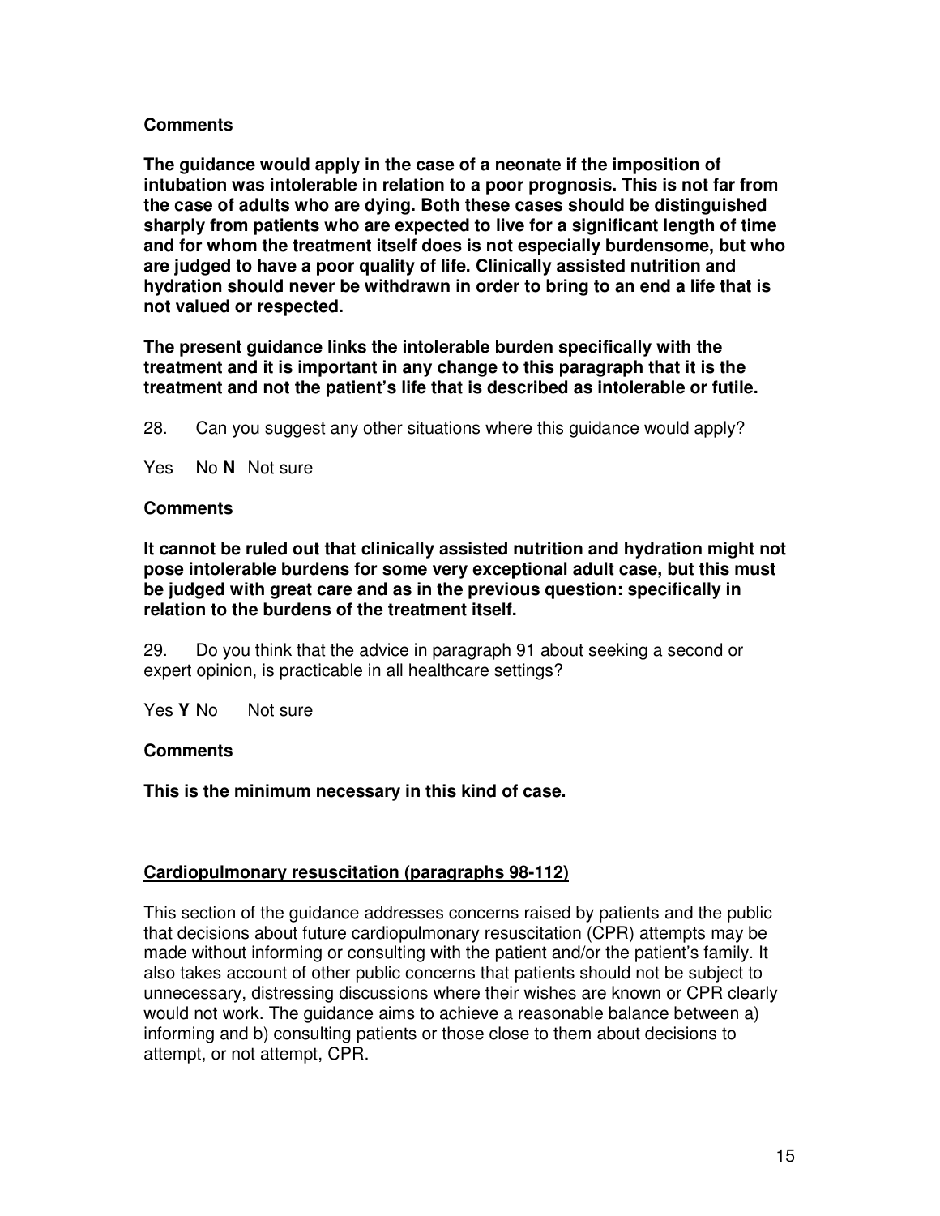**Comments**

**The guidance would apply in the case of a neonate if the imposition of intubation was intolerable in relation to a poor prognosis. This is not far from the case of adults who are dying. Both these cases should be distinguished sharply from patients who are expected to live for a significant length of time and for whom the treatment itself does is not especially burdensome, but who are judged to have a poor quality of life. Clinically assisted nutrition and hydration should never be withdrawn in order to bring to an end a life that is not valued or respected.**

**The present guidance links the intolerable burden specifically with the treatment and it is important in any change to this paragraph that it is the treatment and not the patient's life that is described as intolerable or futile.**

28. Can you suggest any other situations where this guidance would apply?

Yes No **N** Not sure

**Comments**

**It cannot be ruled out that clinically assisted nutrition and hydration might not pose intolerable burdens for some very exceptional adult case, but this must be judged with great care and as in the previous question: specifically in relation to the burdens of the treatment itself.**

29. Do you think that the advice in paragraph 91 about seeking a second or expert opinion, is practicable in all healthcare settings?

Yes **Y** No Not sure

**Comments**

**This is the minimum necessary in this kind of case.**

**Cardiopulmonary resuscitation (paragraphs 98-112)**

This section of the guidance addresses concerns raised by patients and the public that decisions about future cardiopulmonary resuscitation (CPR) attempts may be made without informing or consulting with the patient and/or the patient's family. It also takes account of other public concerns that patients should not be subject to unnecessary, distressing discussions where their wishes are known or CPR clearly would not work. The guidance aims to achieve a reasonable balance between a) informing and b) consulting patients or those close to them about decisions to attempt, or not attempt, CPR.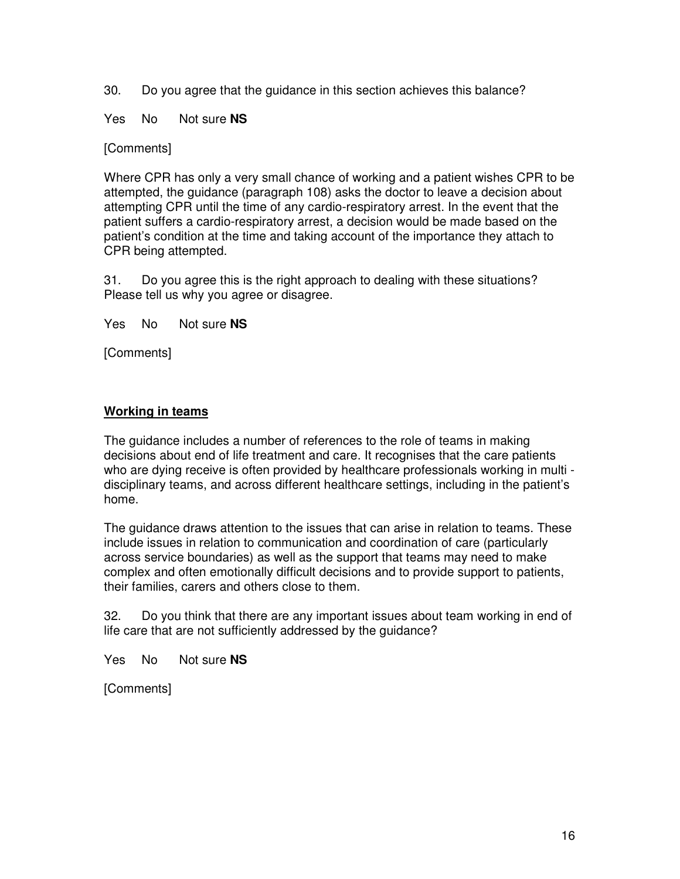30. Do you agree that the guidance in this section achieves this balance?

Yes No Not sure **NS**

[Comments]

Where CPR has only a very small chance of working and a patient wishes CPR to be attempted, the guidance (paragraph 108) asks the doctor to leave a decision about attempting CPR until the time of any cardio-respiratory arrest. In the event that the patient suffers a cardio-respiratory arrest, a decision would be made based on the patient's condition at the time and taking account of the importance they attach to CPR being attempted.

31. Do you agree this is the right approach to dealing with these situations? Please tell us why you agree or disagree.

Yes No Not sure **NS**

[Comments]

## Working in teams

The guidance includes a number of references to the role of teams in making decisions about end of life treatment and care. It recognises that the care patients who are dying receive is often provided by healthcare professionals working in multi - disciplinary teams, and across different healthcare settings, including in the patient's home.

The guidance draws attention to the issues that can arise in relation to teams. These include issues in relation to communication and coordination of care (particularly across service boundaries) as well as the support that teams may need to make complex and often emotionally difficult decisions and to provide support to patients, their families, carers and others close to them.

32. Do you think that there are any important issues about team working in end of life care that are not sufficiently addressed by the guidance?

Yes No Not sure **NS**

[Comments]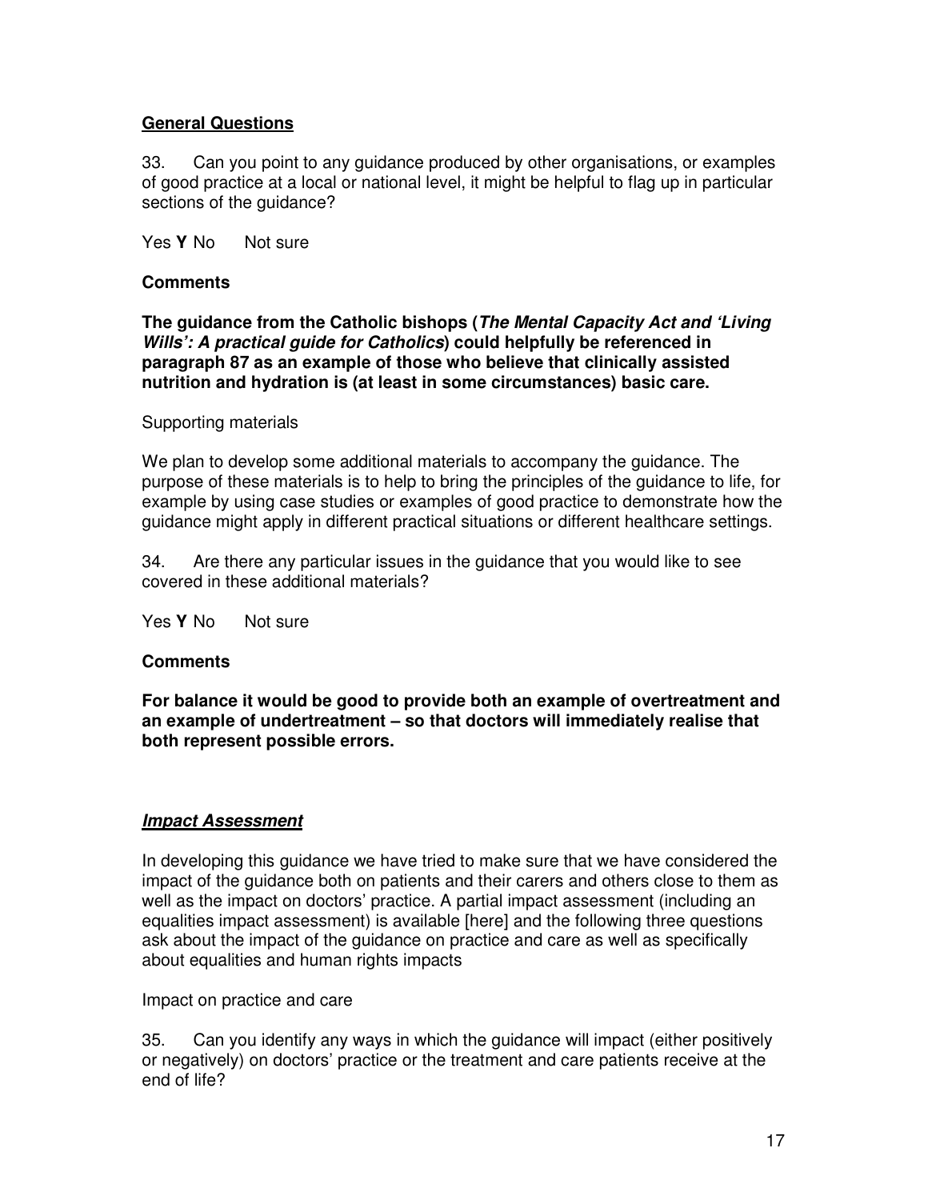## General Questions

33. Can you point to any guidance produced by other organisations, or examples of good practice at a local or national level, it might be helpful to flag up in particular sections of the guidance?

Yes **Y** No Not sure

**Comments**

**The guidance from the Catholic bishops (*The Mental Capacity Act and 'Living Wills': A practical guide for Catholics*) could helpfully be referenced in paragraph 87 as an example of those who believe that clinically assisted nutrition and hydration is (at least in some circumstances) basic care.**

Supporting materials

We plan to develop some additional materials to accompany the guidance. The purpose of these materials is to help to bring the principles of the guidance to life, for example by using case studies or examples of good practice to demonstrate how the guidance might apply in different practical situations or different healthcare settings.

34. Are there any particular issues in the guidance that you would like to see covered in these additional materials?

Yes **Y** No Not sure

**Comments**

**For balance it would be good to provide both an example of overtreatment and an example of undertreatment – so that doctors will immediately realise that both represent possible errors.**

## ***Impact Assessment***

In developing this guidance we have tried to make sure that we have considered the impact of the guidance both on patients and their carers and others close to them as well as the impact on doctors' practice. A partial impact assessment (including an equalities impact assessment) is available [here] and the following three questions ask about the impact of the guidance on practice and care as well as specifically about equalities and human rights impacts

Impact on practice and care

35. Can you identify any ways in which the guidance will impact (either positively or negatively) on doctors' practice or the treatment and care patients receive at the end of life?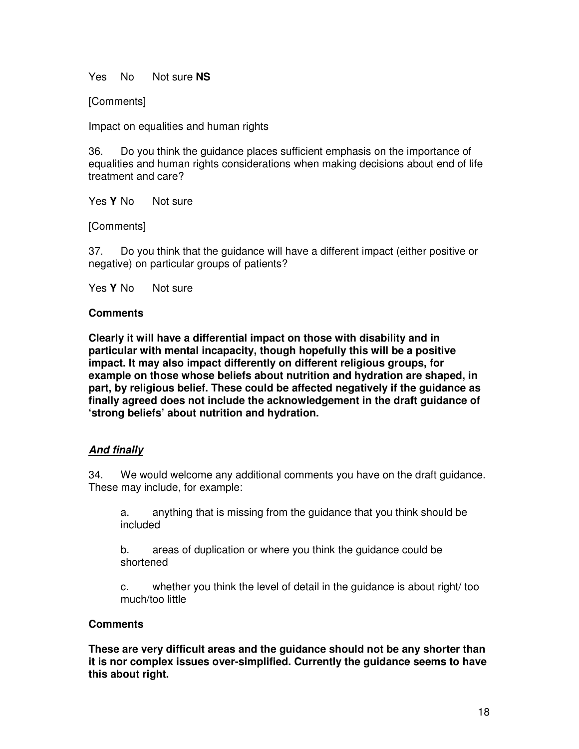Yes No Not sure **NS**

[Comments]

Impact on equalities and human rights

36. Do you think the guidance places sufficient emphasis on the importance of equalities and human rights considerations when making decisions about end of life treatment and care?

Yes **Y** No Not sure

[Comments]

37. Do you think that the guidance will have a different impact (either positive or negative) on particular groups of patients?

Yes **Y** No Not sure

**Comments**

**Clearly it will have a differential impact on those with disability and in particular with mental incapacity, though hopefully this will be a positive impact. It may also impact differently on different religious groups, for example on those whose beliefs about nutrition and hydration are shaped, in part, by religious belief. These could be affected negatively if the guidance as finally agreed does not include the acknowledgement in the draft guidance of 'strong beliefs' about nutrition and hydration.**

***And finally***

34. We would welcome any additional comments you have on the draft guidance. These may include, for example:

a. anything that is missing from the guidance that you think should be included

b. areas of duplication or where you think the guidance could be shortened

c. whether you think the level of detail in the guidance is about right/ too much/too little

**Comments**

**These are very difficult areas and the guidance should not be any shorter than it is nor complex issues over-simplified. Currently the guidance seems to have this about right.**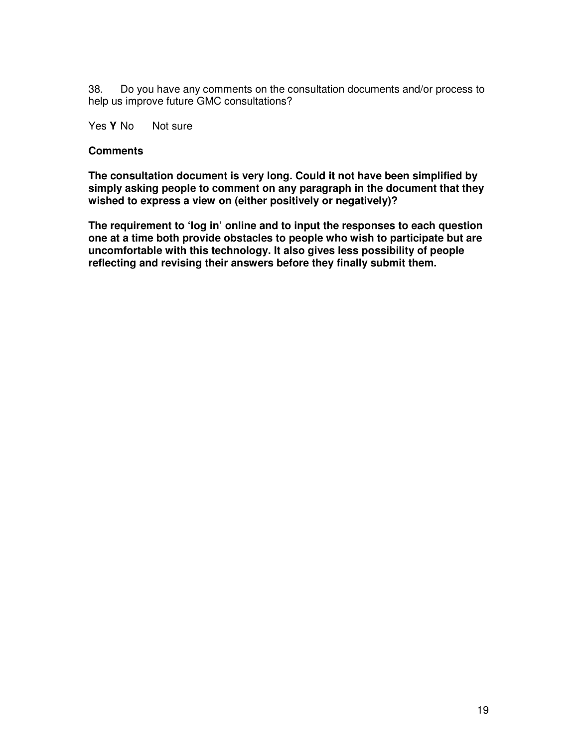38. Do you have any comments on the consultation documents and/or process to help us improve future GMC consultations?

Yes **Y** No Not sure

**Comments**

**The consultation document is very long. Could it not have been simplified by simply asking people to comment on any paragraph in the document that they wished to express a view on (either positively or negatively)?**

**The requirement to 'log in' online and to input the responses to each question one at a time both provide obstacles to people who wish to participate but are uncomfortable with this technology. It also gives less possibility of people reflecting and revising their answers before they finally submit them.**